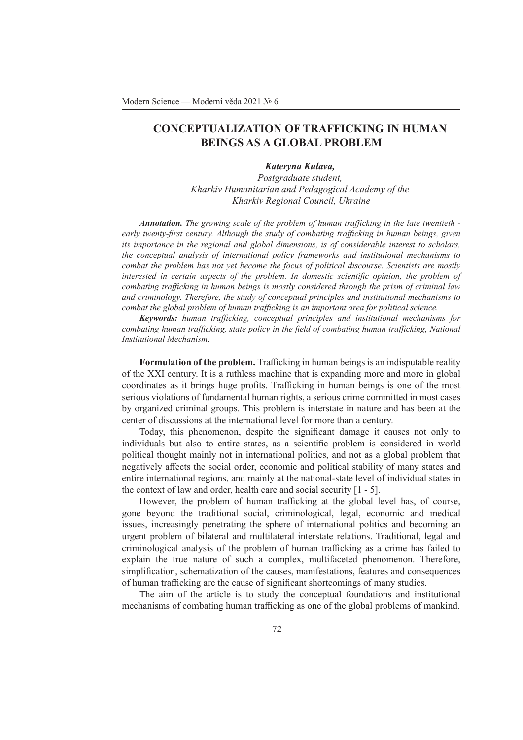# CONCEPTUALIZATION OF TRAFFICKING IN HUMAN BEINGS AS A GLOBAL PROBLEM

***Kateryna Kulava,***

*Postgraduate student,*
*Kharkiv Humanitarian and Pedagogical Academy of the Kharkiv Regional Council, Ukraine*

***Annotation.*** *The growing scale of the problem of human trafficking in the late twentieth - early twenty-first century. Although the study of combating trafficking in human beings, given its importance in the regional and global dimensions, is of considerable interest to scholars, the conceptual analysis of international policy frameworks and institutional mechanisms to combat the problem has not yet become the focus of political discourse. Scientists are mostly interested in certain aspects of the problem. In domestic scientific opinion, the problem of combating trafficking in human beings is mostly considered through the prism of criminal law and criminology. Therefore, the study of conceptual principles and institutional mechanisms to combat the global problem of human trafficking is an important area for political science.*

***Keywords:*** *human trafficking, conceptual principles and institutional mechanisms for combating human trafficking, state policy in the field of combating human trafficking, National Institutional Mechanism.*

**Formulation of the problem.** Trafficking in human beings is an indisputable reality of the XXI century. It is a ruthless machine that is expanding more and more in global coordinates as it brings huge profits. Trafficking in human beings is one of the most serious violations of fundamental human rights, a serious crime committed in most cases by organized criminal groups. This problem is interstate in nature and has been at the center of discussions at the international level for more than a century.

Today, this phenomenon, despite the significant damage it causes not only to individuals but also to entire states, as a scientific problem is considered in world political thought mainly not in international politics, and not as a global problem that negatively affects the social order, economic and political stability of many states and entire international regions, and mainly at the national-state level of individual states in the context of law and order, health care and social security [1 - 5].

However, the problem of human trafficking at the global level has, of course, gone beyond the traditional social, criminological, legal, economic and medical issues, increasingly penetrating the sphere of international politics and becoming an urgent problem of bilateral and multilateral interstate relations. Traditional, legal and criminological analysis of the problem of human trafficking as a crime has failed to explain the true nature of such a complex, multifaceted phenomenon. Therefore, simplification, schematization of the causes, manifestations, features and consequences of human trafficking are the cause of significant shortcomings of many studies.

The aim of the article is to study the conceptual foundations and institutional mechanisms of combating human trafficking as one of the global problems of mankind.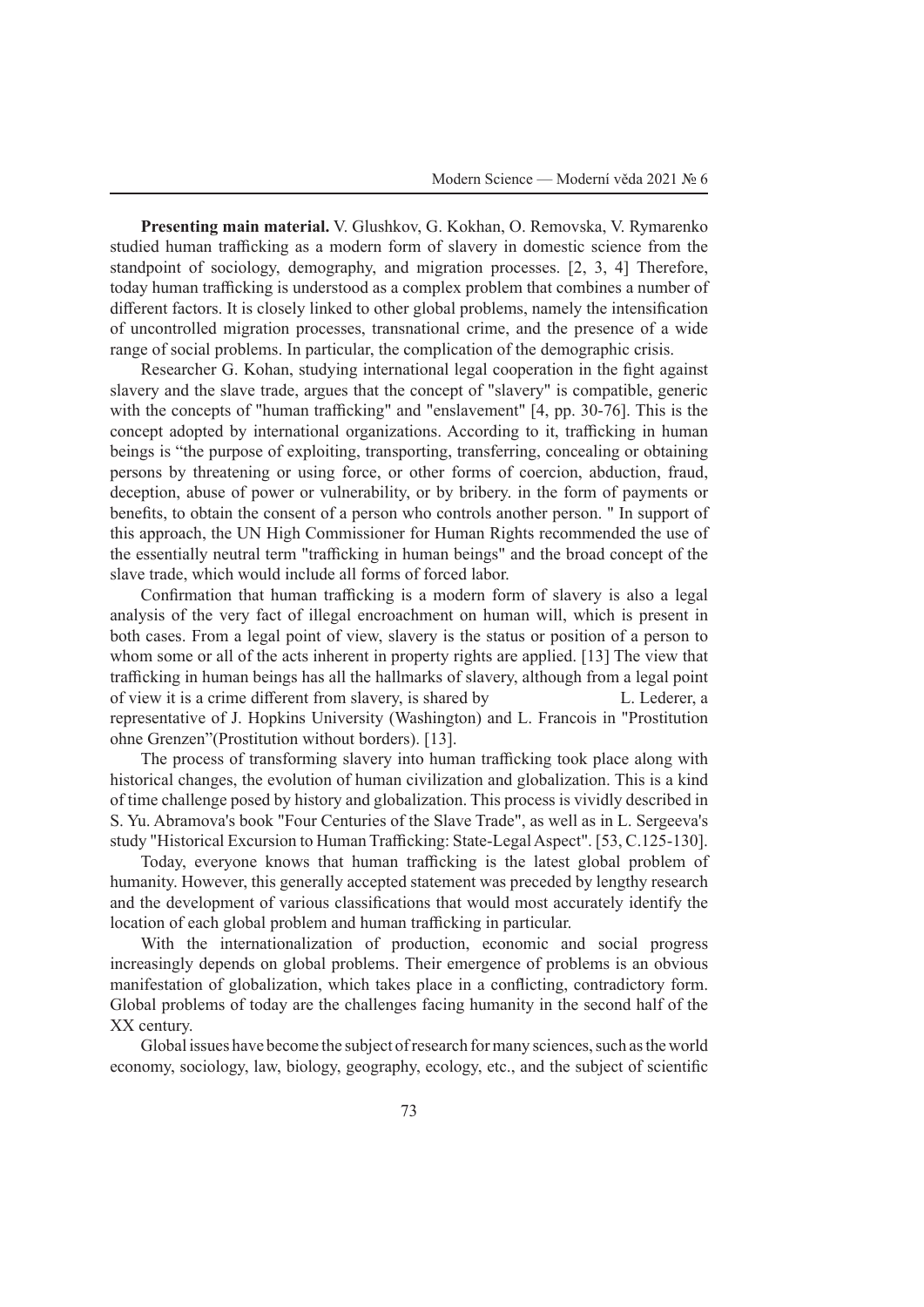**Presenting main material.** V. Glushkov, G. Kokhan, O. Removska, V. Rymarenko studied human trafficking as a modern form of slavery in domestic science from the standpoint of sociology, demography, and migration processes. [2, 3, 4] Therefore, today human trafficking is understood as a complex problem that combines a number of different factors. It is closely linked to other global problems, namely the intensification of uncontrolled migration processes, transnational crime, and the presence of a wide range of social problems. In particular, the complication of the demographic crisis.

Researcher G. Kohan, studying international legal cooperation in the fight against slavery and the slave trade, argues that the concept of "slavery" is compatible, generic with the concepts of "human trafficking" and "enslavement" [4, pp. 30-76]. This is the concept adopted by international organizations. According to it, trafficking in human beings is "the purpose of exploiting, transporting, transferring, concealing or obtaining persons by threatening or using force, or other forms of coercion, abduction, fraud, deception, abuse of power or vulnerability, or by bribery. in the form of payments or benefits, to obtain the consent of a person who controls another person. " In support of this approach, the UN High Commissioner for Human Rights recommended the use of the essentially neutral term "trafficking in human beings" and the broad concept of the slave trade, which would include all forms of forced labor.

Confirmation that human trafficking is a modern form of slavery is also a legal analysis of the very fact of illegal encroachment on human will, which is present in both cases. From a legal point of view, slavery is the status or position of a person to whom some or all of the acts inherent in property rights are applied. [13] The view that trafficking in human beings has all the hallmarks of slavery, although from a legal point of view it is a crime different from slavery, is shared by L. Lederer, a representative of J. Hopkins University (Washington) and L. Francois in "Prostitution ohne Grenzen"(Prostitution without borders). [13].

The process of transforming slavery into human trafficking took place along with historical changes, the evolution of human civilization and globalization. This is a kind of time challenge posed by history and globalization. This process is vividly described in S. Yu. Abramova's book "Four Centuries of the Slave Trade", as well as in L. Sergeeva's study "Historical Excursion to Human Trafficking: State-Legal Aspect". [53, C.125-130].

Today, everyone knows that human trafficking is the latest global problem of humanity. However, this generally accepted statement was preceded by lengthy research and the development of various classifications that would most accurately identify the location of each global problem and human trafficking in particular.

With the internationalization of production, economic and social progress increasingly depends on global problems. Their emergence of problems is an obvious manifestation of globalization, which takes place in a conflicting, contradictory form. Global problems of today are the challenges facing humanity in the second half of the XX century.

Global issues have become the subject of research for many sciences, such as the world economy, sociology, law, biology, geography, ecology, etc., and the subject of scientific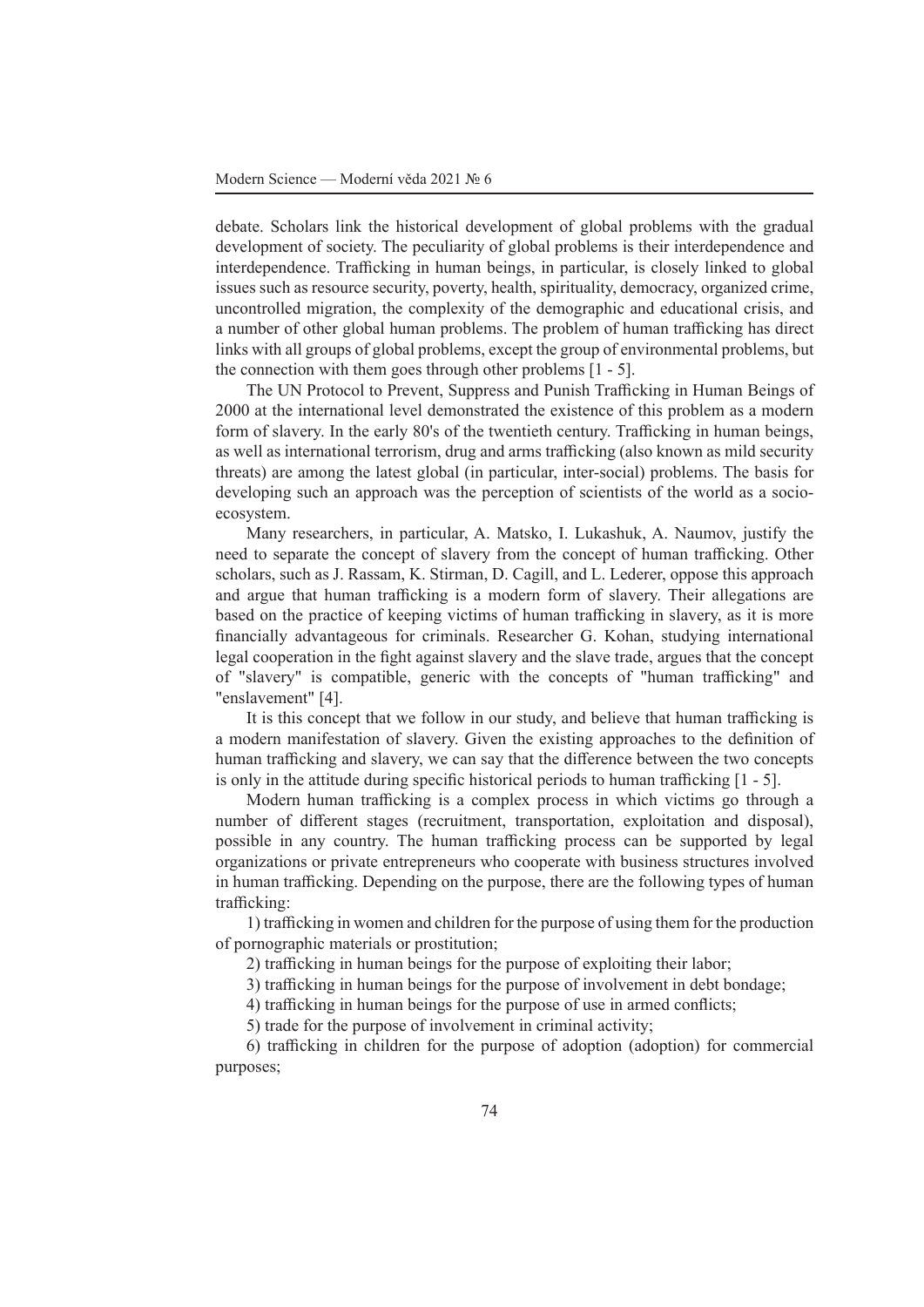debate. Scholars link the historical development of global problems with the gradual development of society. The peculiarity of global problems is their interdependence and interdependence. Trafficking in human beings, in particular, is closely linked to global issues such as resource security, poverty, health, spirituality, democracy, organized crime, uncontrolled migration, the complexity of the demographic and educational crisis, and a number of other global human problems. The problem of human trafficking has direct links with all groups of global problems, except the group of environmental problems, but the connection with them goes through other problems [1 - 5].

The UN Protocol to Prevent, Suppress and Punish Trafficking in Human Beings of 2000 at the international level demonstrated the existence of this problem as a modern form of slavery. In the early 80's of the twentieth century. Trafficking in human beings, as well as international terrorism, drug and arms trafficking (also known as mild security threats) are among the latest global (in particular, inter-social) problems. The basis for developing such an approach was the perception of scientists of the world as a socio-ecosystem.

Many researchers, in particular, A. Matsko, I. Lukashuk, A. Naumov, justify the need to separate the concept of slavery from the concept of human trafficking. Other scholars, such as J. Rassam, K. Stirman, D. Cagill, and L. Lederer, oppose this approach and argue that human trafficking is a modern form of slavery. Their allegations are based on the practice of keeping victims of human trafficking in slavery, as it is more financially advantageous for criminals. Researcher G. Kohan, studying international legal cooperation in the fight against slavery and the slave trade, argues that the concept of "slavery" is compatible, generic with the concepts of "human trafficking" and "enslavement" [4].

It is this concept that we follow in our study, and believe that human trafficking is a modern manifestation of slavery. Given the existing approaches to the definition of human trafficking and slavery, we can say that the difference between the two concepts is only in the attitude during specific historical periods to human trafficking [1 - 5].

Modern human trafficking is a complex process in which victims go through a number of different stages (recruitment, transportation, exploitation and disposal), possible in any country. The human trafficking process can be supported by legal organizations or private entrepreneurs who cooperate with business structures involved in human trafficking. Depending on the purpose, there are the following types of human trafficking:

1) trafficking in women and children for the purpose of using them for the production of pornographic materials or prostitution;

2) trafficking in human beings for the purpose of exploiting their labor;

3) trafficking in human beings for the purpose of involvement in debt bondage;

4) trafficking in human beings for the purpose of use in armed conflicts;

5) trade for the purpose of involvement in criminal activity;

6) trafficking in children for the purpose of adoption (adoption) for commercial purposes;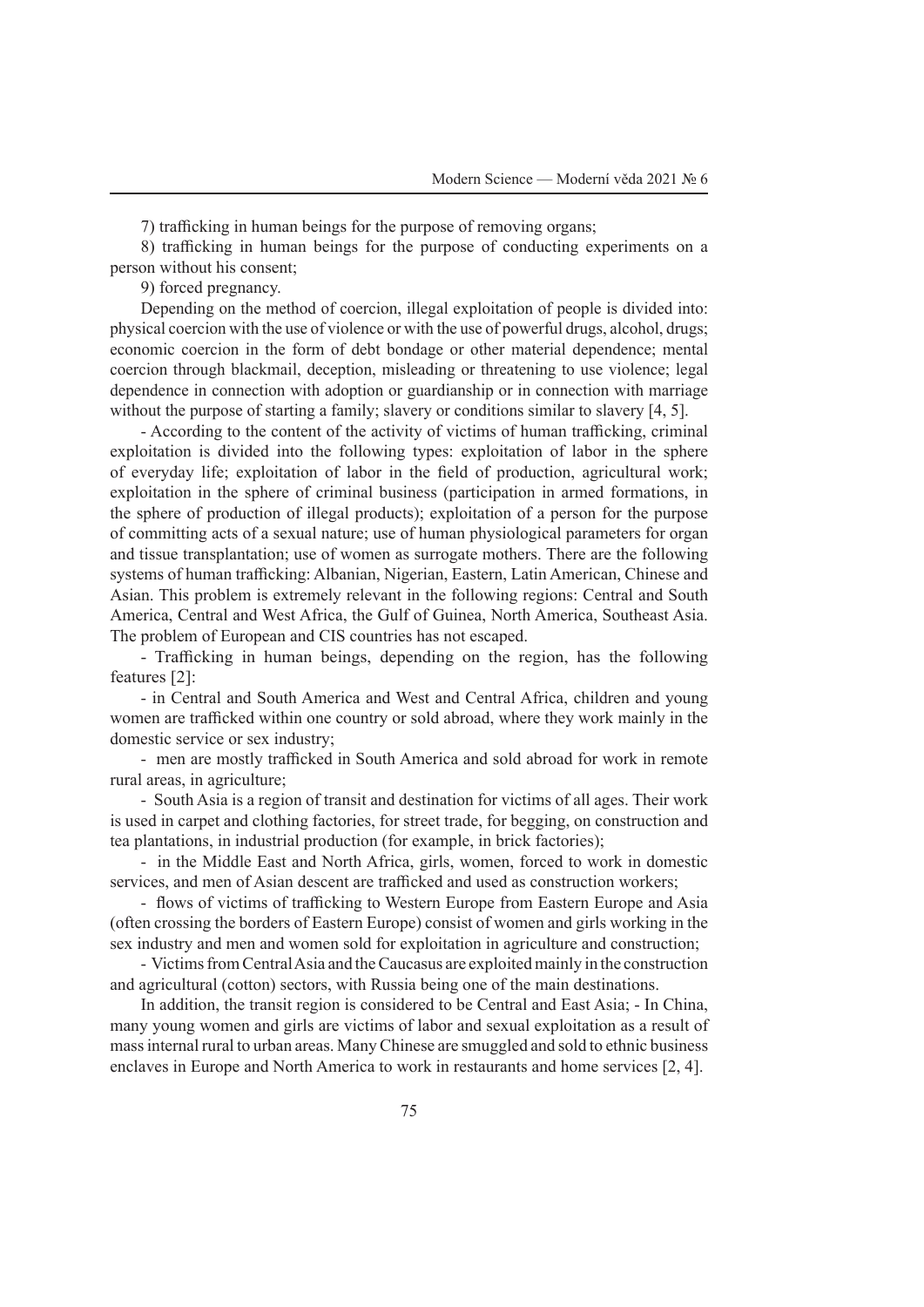7) trafficking in human beings for the purpose of removing organs;

8) trafficking in human beings for the purpose of conducting experiments on a person without his consent;

9) forced pregnancy.

Depending on the method of coercion, illegal exploitation of people is divided into: physical coercion with the use of violence or with the use of powerful drugs, alcohol, drugs; economic coercion in the form of debt bondage or other material dependence; mental coercion through blackmail, deception, misleading or threatening to use violence; legal dependence in connection with adoption or guardianship or in connection with marriage without the purpose of starting a family; slavery or conditions similar to slavery [4, 5].

- According to the content of the activity of victims of human trafficking, criminal exploitation is divided into the following types: exploitation of labor in the sphere of everyday life; exploitation of labor in the field of production, agricultural work; exploitation in the sphere of criminal business (participation in armed formations, in the sphere of production of illegal products); exploitation of a person for the purpose of committing acts of a sexual nature; use of human physiological parameters for organ and tissue transplantation; use of women as surrogate mothers. There are the following systems of human trafficking: Albanian, Nigerian, Eastern, Latin American, Chinese and Asian. This problem is extremely relevant in the following regions: Central and South America, Central and West Africa, the Gulf of Guinea, North America, Southeast Asia. The problem of European and CIS countries has not escaped.

- Trafficking in human beings, depending on the region, has the following features [2]:

- in Central and South America and West and Central Africa, children and young women are trafficked within one country or sold abroad, where they work mainly in the domestic service or sex industry;

- men are mostly trafficked in South America and sold abroad for work in remote rural areas, in agriculture;

- South Asia is a region of transit and destination for victims of all ages. Their work is used in carpet and clothing factories, for street trade, for begging, on construction and tea plantations, in industrial production (for example, in brick factories);

- in the Middle East and North Africa, girls, women, forced to work in domestic services, and men of Asian descent are trafficked and used as construction workers;

- flows of victims of trafficking to Western Europe from Eastern Europe and Asia (often crossing the borders of Eastern Europe) consist of women and girls working in the sex industry and men and women sold for exploitation in agriculture and construction;

- Victims from Central Asia and the Caucasus are exploited mainly in the construction and agricultural (cotton) sectors, with Russia being one of the main destinations.

In addition, the transit region is considered to be Central and East Asia; - In China, many young women and girls are victims of labor and sexual exploitation as a result of mass internal rural to urban areas. Many Chinese are smuggled and sold to ethnic business enclaves in Europe and North America to work in restaurants and home services [2, 4].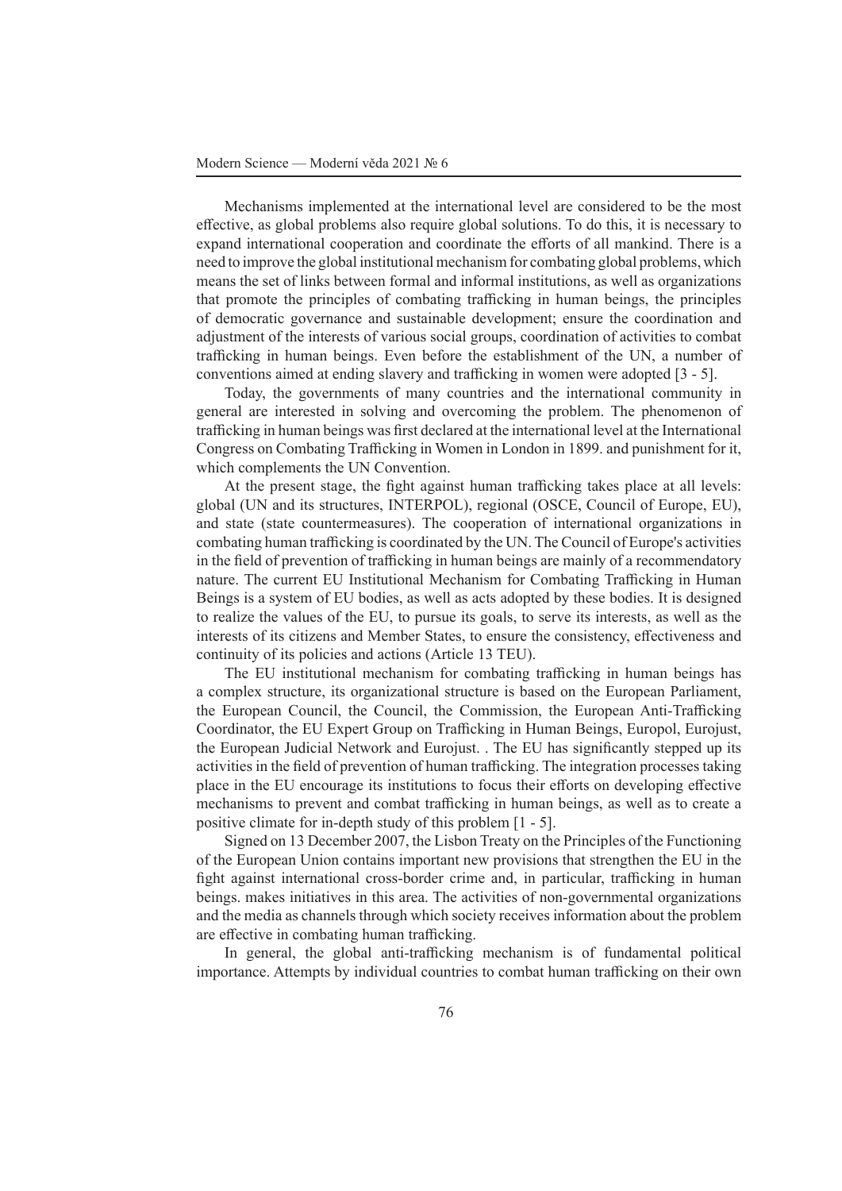Mechanisms implemented at the international level are considered to be the most effective, as global problems also require global solutions. To do this, it is necessary to expand international cooperation and coordinate the efforts of all mankind. There is a need to improve the global institutional mechanism for combating global problems, which means the set of links between formal and informal institutions, as well as organizations that promote the principles of combating trafficking in human beings, the principles of democratic governance and sustainable development; ensure the coordination and adjustment of the interests of various social groups, coordination of activities to combat trafficking in human beings. Even before the establishment of the UN, a number of conventions aimed at ending slavery and trafficking in women were adopted [3 - 5].

Today, the governments of many countries and the international community in general are interested in solving and overcoming the problem. The phenomenon of trafficking in human beings was first declared at the international level at the International Congress on Combating Trafficking in Women in London in 1899. and punishment for it, which complements the UN Convention.

At the present stage, the fight against human trafficking takes place at all levels: global (UN and its structures, INTERPOL), regional (OSCE, Council of Europe, EU), and state (state countermeasures). The cooperation of international organizations in combating human trafficking is coordinated by the UN. The Council of Europe's activities in the field of prevention of trafficking in human beings are mainly of a recommendatory nature. The current EU Institutional Mechanism for Combating Trafficking in Human Beings is a system of EU bodies, as well as acts adopted by these bodies. It is designed to realize the values of the EU, to pursue its goals, to serve its interests, as well as the interests of its citizens and Member States, to ensure the consistency, effectiveness and continuity of its policies and actions (Article 13 TEU).

The EU institutional mechanism for combating trafficking in human beings has a complex structure, its organizational structure is based on the European Parliament, the European Council, the Council, the Commission, the European Anti-Trafficking Coordinator, the EU Expert Group on Trafficking in Human Beings, Europol, Eurojust, the European Judicial Network and Eurojust. . The EU has significantly stepped up its activities in the field of prevention of human trafficking. The integration processes taking place in the EU encourage its institutions to focus their efforts on developing effective mechanisms to prevent and combat trafficking in human beings, as well as to create a positive climate for in-depth study of this problem [1 - 5].

Signed on 13 December 2007, the Lisbon Treaty on the Principles of the Functioning of the European Union contains important new provisions that strengthen the EU in the fight against international cross-border crime and, in particular, trafficking in human beings. makes initiatives in this area. The activities of non-governmental organizations and the media as channels through which society receives information about the problem are effective in combating human trafficking.

In general, the global anti-trafficking mechanism is of fundamental political importance. Attempts by individual countries to combat human trafficking on their own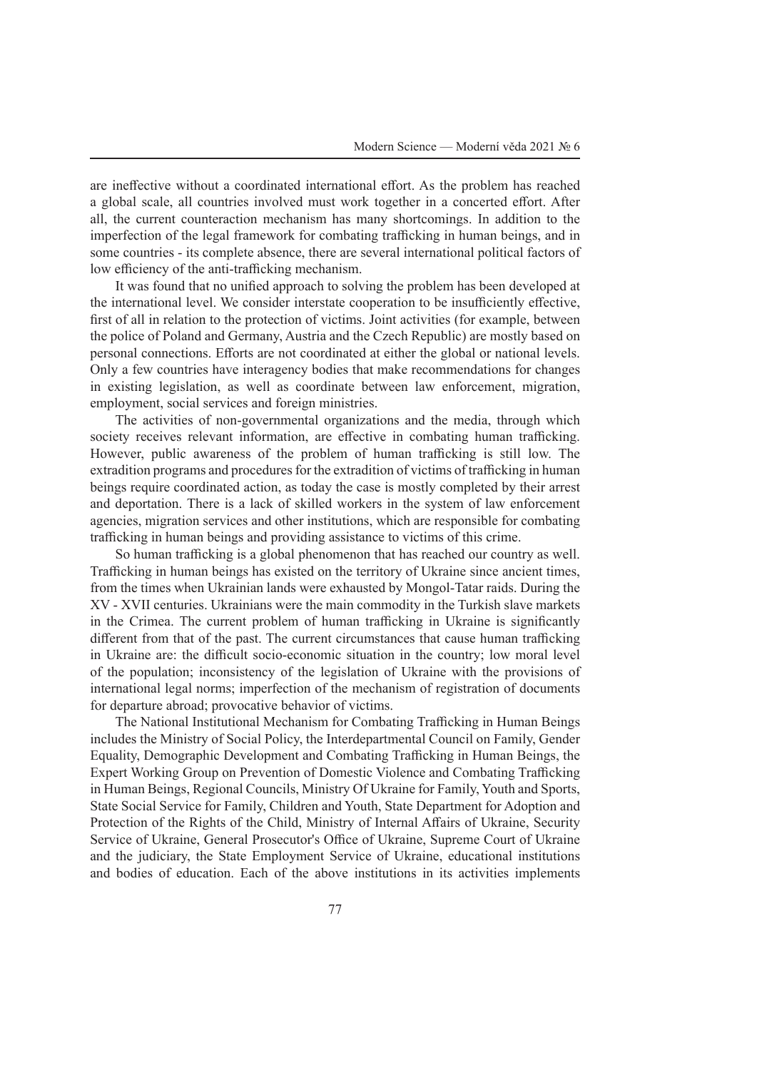are ineffective without a coordinated international effort. As the problem has reached a global scale, all countries involved must work together in a concerted effort. After all, the current counteraction mechanism has many shortcomings. In addition to the imperfection of the legal framework for combating trafficking in human beings, and in some countries - its complete absence, there are several international political factors of low efficiency of the anti-trafficking mechanism.

It was found that no unified approach to solving the problem has been developed at the international level. We consider interstate cooperation to be insufficiently effective, first of all in relation to the protection of victims. Joint activities (for example, between the police of Poland and Germany, Austria and the Czech Republic) are mostly based on personal connections. Efforts are not coordinated at either the global or national levels. Only a few countries have interagency bodies that make recommendations for changes in existing legislation, as well as coordinate between law enforcement, migration, employment, social services and foreign ministries.

The activities of non-governmental organizations and the media, through which society receives relevant information, are effective in combating human trafficking. However, public awareness of the problem of human trafficking is still low. The extradition programs and procedures for the extradition of victims of trafficking in human beings require coordinated action, as today the case is mostly completed by their arrest and deportation. There is a lack of skilled workers in the system of law enforcement agencies, migration services and other institutions, which are responsible for combating trafficking in human beings and providing assistance to victims of this crime.

So human trafficking is a global phenomenon that has reached our country as well. Trafficking in human beings has existed on the territory of Ukraine since ancient times, from the times when Ukrainian lands were exhausted by Mongol-Tatar raids. During the XV - XVII centuries. Ukrainians were the main commodity in the Turkish slave markets in the Crimea. The current problem of human trafficking in Ukraine is significantly different from that of the past. The current circumstances that cause human trafficking in Ukraine are: the difficult socio-economic situation in the country; low moral level of the population; inconsistency of the legislation of Ukraine with the provisions of international legal norms; imperfection of the mechanism of registration of documents for departure abroad; provocative behavior of victims.

The National Institutional Mechanism for Combating Trafficking in Human Beings includes the Ministry of Social Policy, the Interdepartmental Council on Family, Gender Equality, Demographic Development and Combating Trafficking in Human Beings, the Expert Working Group on Prevention of Domestic Violence and Combating Trafficking in Human Beings, Regional Councils, Ministry Of Ukraine for Family, Youth and Sports, State Social Service for Family, Children and Youth, State Department for Adoption and Protection of the Rights of the Child, Ministry of Internal Affairs of Ukraine, Security Service of Ukraine, General Prosecutor's Office of Ukraine, Supreme Court of Ukraine and the judiciary, the State Employment Service of Ukraine, educational institutions and bodies of education. Each of the above institutions in its activities implements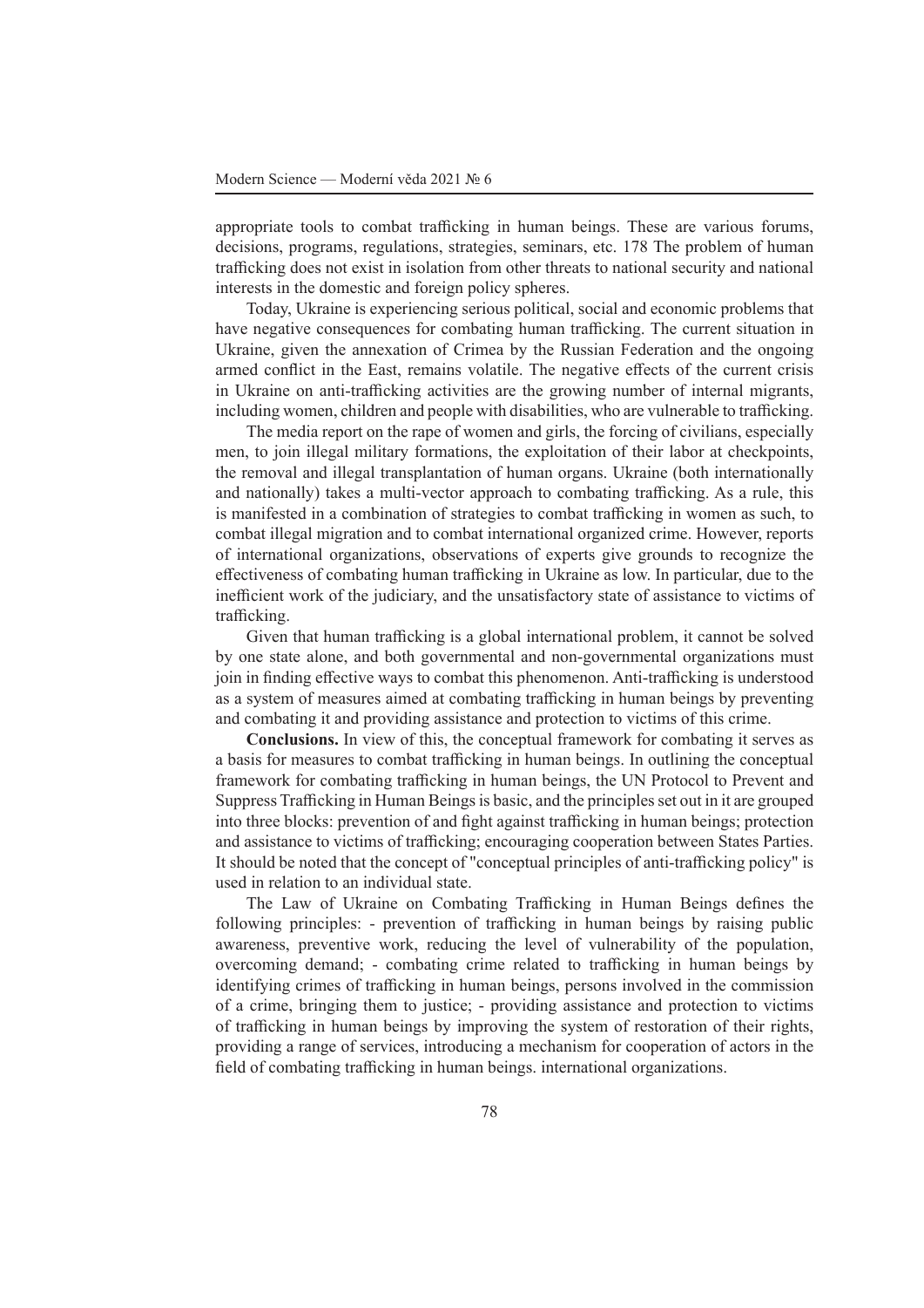appropriate tools to combat trafficking in human beings. These are various forums, decisions, programs, regulations, strategies, seminars, etc. 178 The problem of human trafficking does not exist in isolation from other threats to national security and national interests in the domestic and foreign policy spheres.

Today, Ukraine is experiencing serious political, social and economic problems that have negative consequences for combating human trafficking. The current situation in Ukraine, given the annexation of Crimea by the Russian Federation and the ongoing armed conflict in the East, remains volatile. The negative effects of the current crisis in Ukraine on anti-trafficking activities are the growing number of internal migrants, including women, children and people with disabilities, who are vulnerable to trafficking.

The media report on the rape of women and girls, the forcing of civilians, especially men, to join illegal military formations, the exploitation of their labor at checkpoints, the removal and illegal transplantation of human organs. Ukraine (both internationally and nationally) takes a multi-vector approach to combating trafficking. As a rule, this is manifested in a combination of strategies to combat trafficking in women as such, to combat illegal migration and to combat international organized crime. However, reports of international organizations, observations of experts give grounds to recognize the effectiveness of combating human trafficking in Ukraine as low. In particular, due to the inefficient work of the judiciary, and the unsatisfactory state of assistance to victims of trafficking.

Given that human trafficking is a global international problem, it cannot be solved by one state alone, and both governmental and non-governmental organizations must join in finding effective ways to combat this phenomenon. Anti-trafficking is understood as a system of measures aimed at combating trafficking in human beings by preventing and combating it and providing assistance and protection to victims of this crime.

**Conclusions.** In view of this, the conceptual framework for combating it serves as a basis for measures to combat trafficking in human beings. In outlining the conceptual framework for combating trafficking in human beings, the UN Protocol to Prevent and Suppress Trafficking in Human Beings is basic, and the principles set out in it are grouped into three blocks: prevention of and fight against trafficking in human beings; protection and assistance to victims of trafficking; encouraging cooperation between States Parties. It should be noted that the concept of "conceptual principles of anti-trafficking policy" is used in relation to an individual state.

The Law of Ukraine on Combating Trafficking in Human Beings defines the following principles: - prevention of trafficking in human beings by raising public awareness, preventive work, reducing the level of vulnerability of the population, overcoming demand; - combating crime related to trafficking in human beings by identifying crimes of trafficking in human beings, persons involved in the commission of a crime, bringing them to justice; - providing assistance and protection to victims of trafficking in human beings by improving the system of restoration of their rights, providing a range of services, introducing a mechanism for cooperation of actors in the field of combating trafficking in human beings. international organizations.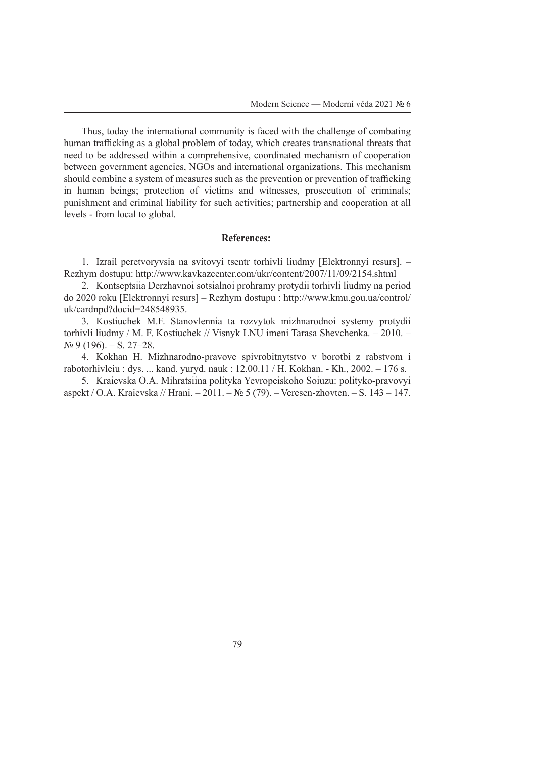Thus, today the international community is faced with the challenge of combating human trafficking as a global problem of today, which creates transnational threats that need to be addressed within a comprehensive, coordinated mechanism of cooperation between government agencies, NGOs and international organizations. This mechanism should combine a system of measures such as the prevention or prevention of trafficking in human beings; protection of victims and witnesses, prosecution of criminals; punishment and criminal liability for such activities; partnership and cooperation at all levels - from local to global.

**References:**

1. Izrail peretvoryvsia na svitovyi tsentr torhivli liudmy [Elektronnyi resurs]. – Rezhym dostupu: http://www.kavkazcenter.com/ukr/content/2007/11/09/2154.shtml
2. Kontseptsiia Derzhavnoi sotsialnoi prohramy protydii torhivli liudmy na period do 2020 roku [Elektronnyi resurs] – Rezhym dostupu : http://www.kmu.gou.ua/control/uk/cardnpd?docid=248548935.
3. Kostiuchek M.F. Stanovlennia ta rozvytok mizhnarodnoi systemy protydii torhivli liudmy / M. F. Kostiuchek // Visnyk LNU imeni Tarasa Shevchenka. – 2010. – № 9 (196). – S. 27–28.
4. Kokhan H. Mizhnarodno-pravove spivrobitnytstvo v borotbi z rabstvom i rabotorhivleiu : dys. ... kand. yuryd. nauk : 12.00.11 / H. Kokhan. - Kh., 2002. – 176 s.
5. Kraievska O.A. Mihratsiina polityka Yevropeiskoho Soiuzu: polityko-pravovyi aspekt / O.A. Kraievska // Hrani. – 2011. – № 5 (79). – Veresen-zhovten. – S. 143 – 147.